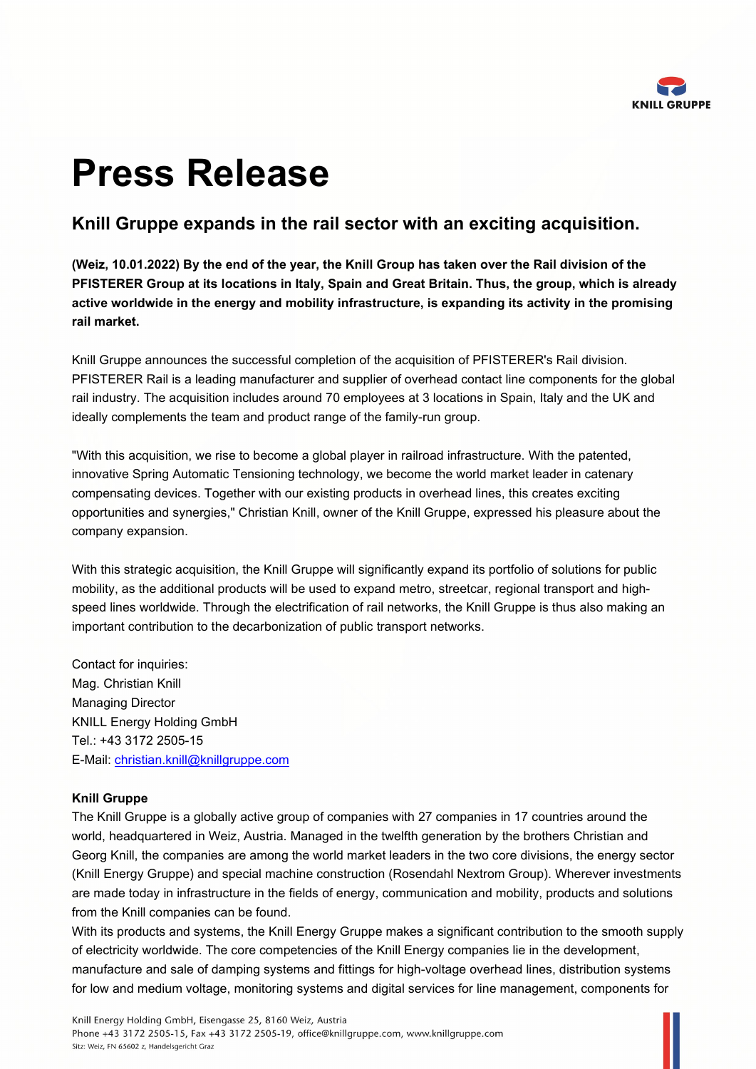# Press Release

## Knill Gruppe expands in the rail sector with an exciting acquisition.

**(Weiz, 10.01.2022) By the end of the year, the Knill Group has taken over the Rail division of the PFISTERER Group at its locations in Italy, Spain and Great Britain. Thus, the group, which is already active worldwide in the energy and mobility infrastructure, is expanding its activity in the promising rail market.**

Knill Gruppe announces the successful completion of the acquisition of PFISTERER's Rail division. PFISTERER Rail is a leading manufacturer and supplier of overhead contact line components for the global rail industry. The acquisition includes around 70 employees at 3 locations in Spain, Italy and the UK and ideally complements the team and product range of the family-run group.

"With this acquisition, we rise to become a global player in railroad infrastructure. With the patented, innovative Spring Automatic Tensioning technology, we become the world market leader in catenary compensating devices. Together with our existing products in overhead lines, this creates exciting opportunities and synergies," Christian Knill, owner of the Knill Gruppe, expressed his pleasure about the company expansion.

With this strategic acquisition, the Knill Gruppe will significantly expand its portfolio of solutions for public mobility, as the additional products will be used to expand metro, streetcar, regional transport and high-speed lines worldwide. Through the electrification of rail networks, the Knill Gruppe is thus also making an important contribution to the decarbonization of public transport networks.

Contact for inquiries:
Mag. Christian Knill
Managing Director
KNILL Energy Holding GmbH
Tel.: +43 3172 2505-15
E-Mail: christian.knill@knillgruppe.com

**Knill Gruppe**

The Knill Gruppe is a globally active group of companies with 27 companies in 17 countries around the world, headquartered in Weiz, Austria. Managed in the twelfth generation by the brothers Christian and Georg Knill, the companies are among the world market leaders in the two core divisions, the energy sector (Knill Energy Gruppe) and special machine construction (Rosendahl Nextrom Group). Wherever investments are made today in infrastructure in the fields of energy, communication and mobility, products and solutions from the Knill companies can be found.

With its products and systems, the Knill Energy Gruppe makes a significant contribution to the smooth supply of electricity worldwide. The core competencies of the Knill Energy companies lie in the development, manufacture and sale of damping systems and fittings for high-voltage overhead lines, distribution systems for low and medium voltage, monitoring systems and digital services for line management, components for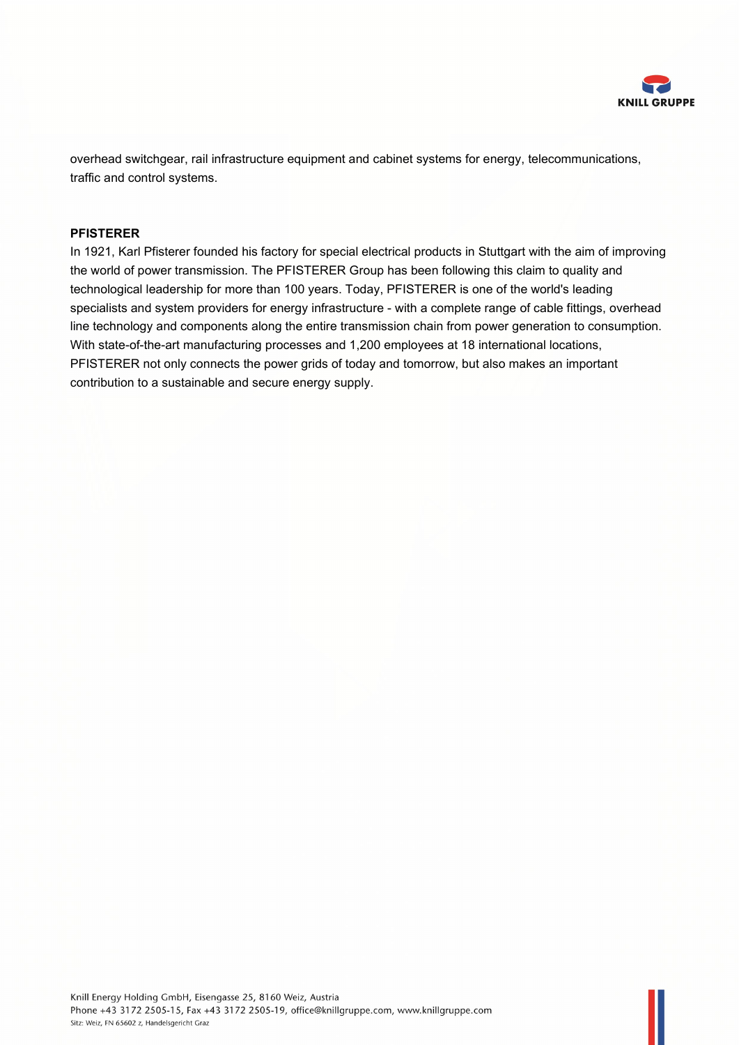overhead switchgear, rail infrastructure equipment and cabinet systems for energy, telecommunications, traffic and control systems.

**PFISTERER**

In 1921, Karl Pfisterer founded his factory for special electrical products in Stuttgart with the aim of improving the world of power transmission. The PFISTERER Group has been following this claim to quality and technological leadership for more than 100 years. Today, PFISTERER is one of the world's leading specialists and system providers for energy infrastructure - with a complete range of cable fittings, overhead line technology and components along the entire transmission chain from power generation to consumption. With state-of-the-art manufacturing processes and 1,200 employees at 18 international locations, PFISTERER not only connects the power grids of today and tomorrow, but also makes an important contribution to a sustainable and secure energy supply.